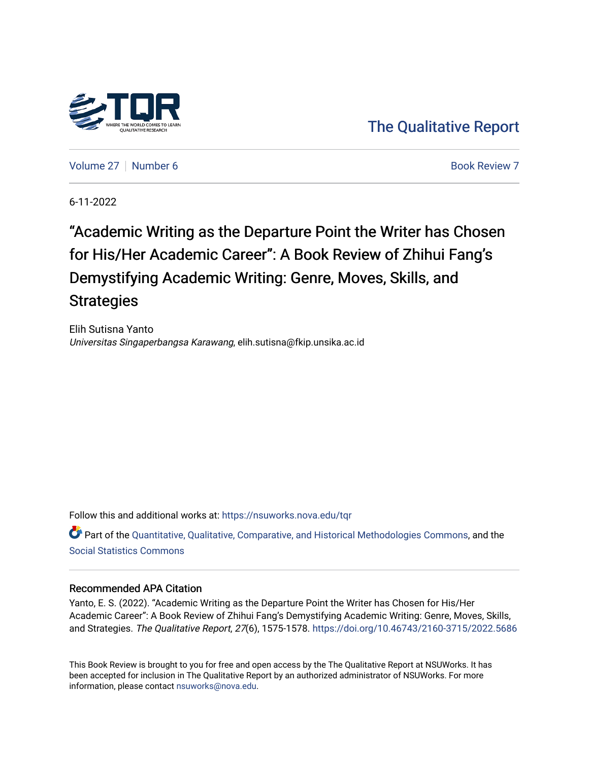The Qualitative Report

Volume 27 | Number 6 | Book Review 7

6-11-2022

# "Academic Writing as the Departure Point the Writer has Chosen for His/Her Academic Career": A Book Review of Zhihui Fang's Demystifying Academic Writing: Genre, Moves, Skills, and Strategies

Elih Sutisna Yanto
*Universitas Singaperbangsa Karawang*, elih.sutisna@fkip.unsika.ac.id

Follow this and additional works at: https://nsuworks.nova.edu/tqr

Part of the Quantitative, Qualitative, Comparative, and Historical Methodologies Commons, and the Social Statistics Commons

## Recommended APA Citation

Yanto, E. S. (2022). "Academic Writing as the Departure Point the Writer has Chosen for His/Her Academic Career": A Book Review of Zhihui Fang's Demystifying Academic Writing: Genre, Moves, Skills, and Strategies. *The Qualitative Report*, *27*(6), 1575-1578. https://doi.org/10.46743/2160-3715/2022.5686

This Book Review is brought to you for free and open access by the The Qualitative Report at NSUWorks. It has been accepted for inclusion in The Qualitative Report by an authorized administrator of NSUWorks. For more information, please contact nsuworks@nova.edu.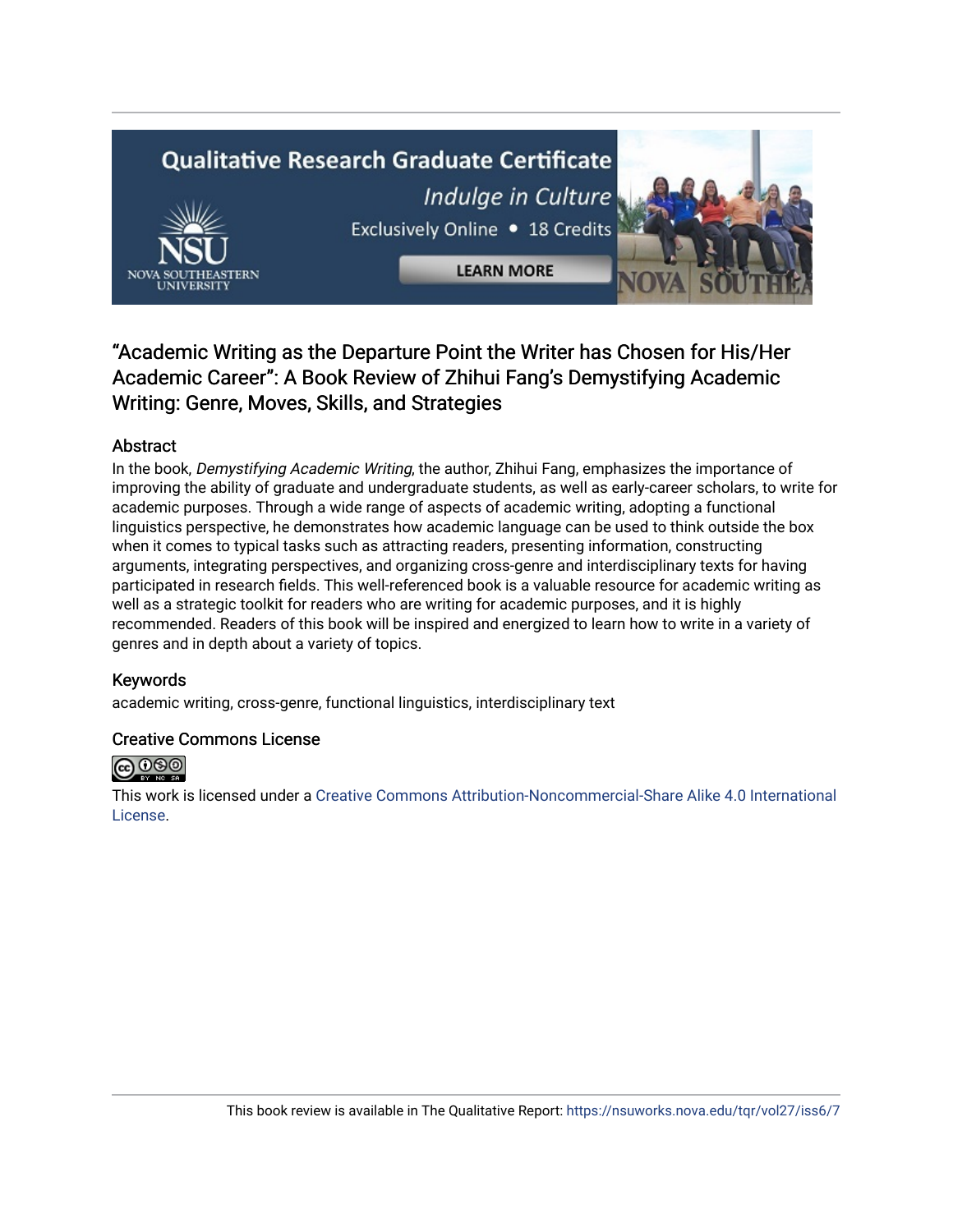# "Academic Writing as the Departure Point the Writer has Chosen for His/Her Academic Career": A Book Review of Zhihui Fang's Demystifying Academic Writing: Genre, Moves, Skills, and Strategies

## Abstract

In the book, *Demystifying Academic Writing*, the author, Zhihui Fang, emphasizes the importance of improving the ability of graduate and undergraduate students, as well as early-career scholars, to write for academic purposes. Through a wide range of aspects of academic writing, adopting a functional linguistics perspective, he demonstrates how academic language can be used to think outside the box when it comes to typical tasks such as attracting readers, presenting information, constructing arguments, integrating perspectives, and organizing cross-genre and interdisciplinary texts for having participated in research fields. This well-referenced book is a valuable resource for academic writing as well as a strategic toolkit for readers who are writing for academic purposes, and it is highly recommended. Readers of this book will be inspired and energized to learn how to write in a variety of genres and in depth about a variety of topics.

## Keywords

academic writing, cross-genre, functional linguistics, interdisciplinary text

## Creative Commons License

This work is licensed under a Creative Commons Attribution-Noncommercial-Share Alike 4.0 International License.

This book review is available in The Qualitative Report: https://nsuworks.nova.edu/tqr/vol27/iss6/7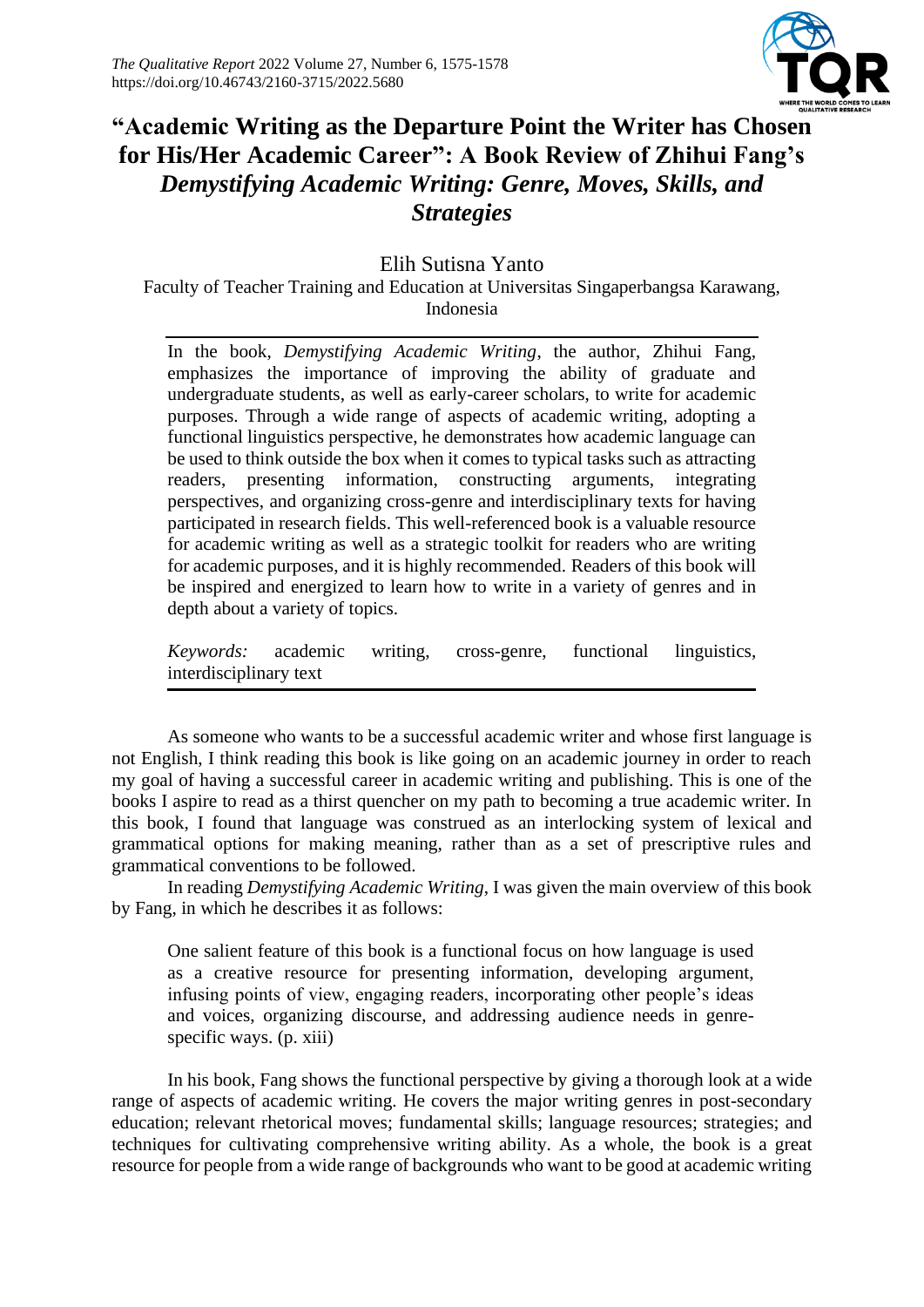# "Academic Writing as the Departure Point the Writer has Chosen for His/Her Academic Career": A Book Review of Zhihui Fang's *Demystifying Academic Writing: Genre, Moves, Skills, and Strategies*

Elih Sutisna Yanto

Faculty of Teacher Training and Education at Universitas Singaperbangsa Karawang, Indonesia

In the book, *Demystifying Academic Writing*, the author, Zhihui Fang, emphasizes the importance of improving the ability of graduate and undergraduate students, as well as early-career scholars, to write for academic purposes. Through a wide range of aspects of academic writing, adopting a functional linguistics perspective, he demonstrates how academic language can be used to think outside the box when it comes to typical tasks such as attracting readers, presenting information, constructing arguments, integrating perspectives, and organizing cross-genre and interdisciplinary texts for having participated in research fields. This well-referenced book is a valuable resource for academic writing as well as a strategic toolkit for readers who are writing for academic purposes, and it is highly recommended. Readers of this book will be inspired and energized to learn how to write in a variety of genres and in depth about a variety of topics.

*Keywords:* academic writing, cross-genre, functional linguistics, interdisciplinary text

As someone who wants to be a successful academic writer and whose first language is not English, I think reading this book is like going on an academic journey in order to reach my goal of having a successful career in academic writing and publishing. This is one of the books I aspire to read as a thirst quencher on my path to becoming a true academic writer. In this book, I found that language was construed as an interlocking system of lexical and grammatical options for making meaning, rather than as a set of prescriptive rules and grammatical conventions to be followed.

In reading *Demystifying Academic Writing*, I was given the main overview of this book by Fang, in which he describes it as follows:

> One salient feature of this book is a functional focus on how language is used as a creative resource for presenting information, developing argument, infusing points of view, engaging readers, incorporating other people's ideas and voices, organizing discourse, and addressing audience needs in genre-specific ways. (p. xiii)

In his book, Fang shows the functional perspective by giving a thorough look at a wide range of aspects of academic writing. He covers the major writing genres in post-secondary education; relevant rhetorical moves; fundamental skills; language resources; strategies; and techniques for cultivating comprehensive writing ability. As a whole, the book is a great resource for people from a wide range of backgrounds who want to be good at academic writing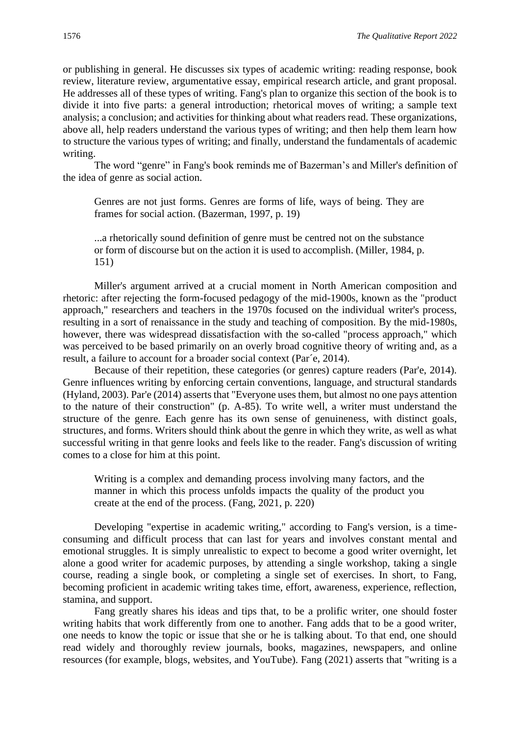or publishing in general. He discusses six types of academic writing: reading response, book review, literature review, argumentative essay, empirical research article, and grant proposal. He addresses all of these types of writing. Fang's plan to organize this section of the book is to divide it into five parts: a general introduction; rhetorical moves of writing; a sample text analysis; a conclusion; and activities for thinking about what readers read. These organizations, above all, help readers understand the various types of writing; and then help them learn how to structure the various types of writing; and finally, understand the fundamentals of academic writing.

The word "genre" in Fang's book reminds me of Bazerman's and Miller's definition of the idea of genre as social action.

> Genres are not just forms. Genres are forms of life, ways of being. They are frames for social action. (Bazerman, 1997, p. 19)

> ...a rhetorically sound definition of genre must be centred not on the substance or form of discourse but on the action it is used to accomplish. (Miller, 1984, p. 151)

Miller's argument arrived at a crucial moment in North American composition and rhetoric: after rejecting the form-focused pedagogy of the mid-1900s, known as the "product approach," researchers and teachers in the 1970s focused on the individual writer's process, resulting in a sort of renaissance in the study and teaching of composition. By the mid-1980s, however, there was widespread dissatisfaction with the so-called "process approach," which was perceived to be based primarily on an overly broad cognitive theory of writing and, as a result, a failure to account for a broader social context (Par´e, 2014).

Because of their repetition, these categories (or genres) capture readers (Par'e, 2014). Genre influences writing by enforcing certain conventions, language, and structural standards (Hyland, 2003). Par'e (2014) asserts that "Everyone uses them, but almost no one pays attention to the nature of their construction" (p. A-85). To write well, a writer must understand the structure of the genre. Each genre has its own sense of genuineness, with distinct goals, structures, and forms. Writers should think about the genre in which they write, as well as what successful writing in that genre looks and feels like to the reader. Fang's discussion of writing comes to a close for him at this point.

> Writing is a complex and demanding process involving many factors, and the manner in which this process unfolds impacts the quality of the product you create at the end of the process. (Fang, 2021, p. 220)

Developing "expertise in academic writing," according to Fang's version, is a time-consuming and difficult process that can last for years and involves constant mental and emotional struggles. It is simply unrealistic to expect to become a good writer overnight, let alone a good writer for academic purposes, by attending a single workshop, taking a single course, reading a single book, or completing a single set of exercises. In short, to Fang, becoming proficient in academic writing takes time, effort, awareness, experience, reflection, stamina, and support.

Fang greatly shares his ideas and tips that, to be a prolific writer, one should foster writing habits that work differently from one to another. Fang adds that to be a good writer, one needs to know the topic or issue that she or he is talking about. To that end, one should read widely and thoroughly review journals, books, magazines, newspapers, and online resources (for example, blogs, websites, and YouTube). Fang (2021) asserts that "writing is a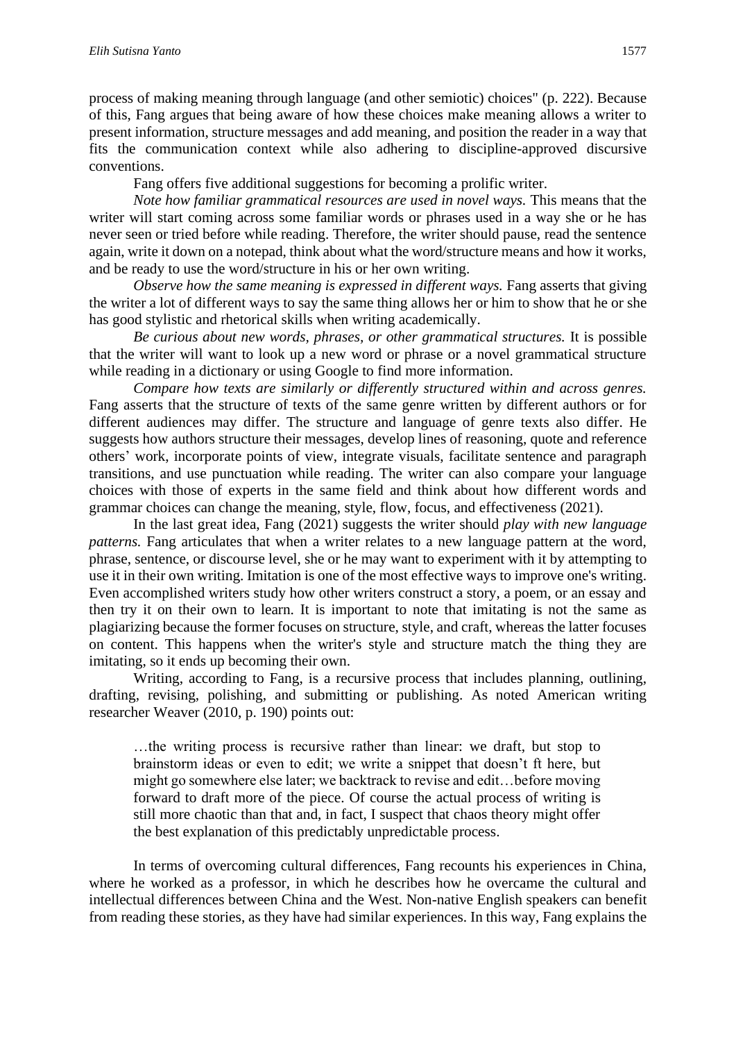process of making meaning through language (and other semiotic) choices" (p. 222). Because of this, Fang argues that being aware of how these choices make meaning allows a writer to present information, structure messages and add meaning, and position the reader in a way that fits the communication context while also adhering to discipline-approved discursive conventions.

Fang offers five additional suggestions for becoming a prolific writer.

*Note how familiar grammatical resources are used in novel ways.* This means that the writer will start coming across some familiar words or phrases used in a way she or he has never seen or tried before while reading. Therefore, the writer should pause, read the sentence again, write it down on a notepad, think about what the word/structure means and how it works, and be ready to use the word/structure in his or her own writing.

*Observe how the same meaning is expressed in different ways.* Fang asserts that giving the writer a lot of different ways to say the same thing allows her or him to show that he or she has good stylistic and rhetorical skills when writing academically.

*Be curious about new words, phrases, or other grammatical structures.* It is possible that the writer will want to look up a new word or phrase or a novel grammatical structure while reading in a dictionary or using Google to find more information.

*Compare how texts are similarly or differently structured within and across genres.* Fang asserts that the structure of texts of the same genre written by different authors or for different audiences may differ. The structure and language of genre texts also differ. He suggests how authors structure their messages, develop lines of reasoning, quote and reference others' work, incorporate points of view, integrate visuals, facilitate sentence and paragraph transitions, and use punctuation while reading. The writer can also compare your language choices with those of experts in the same field and think about how different words and grammar choices can change the meaning, style, flow, focus, and effectiveness (2021).

In the last great idea, Fang (2021) suggests the writer should *play with new language patterns.* Fang articulates that when a writer relates to a new language pattern at the word, phrase, sentence, or discourse level, she or he may want to experiment with it by attempting to use it in their own writing. Imitation is one of the most effective ways to improve one's writing. Even accomplished writers study how other writers construct a story, a poem, or an essay and then try it on their own to learn. It is important to note that imitating is not the same as plagiarizing because the former focuses on structure, style, and craft, whereas the latter focuses on content. This happens when the writer's style and structure match the thing they are imitating, so it ends up becoming their own.

Writing, according to Fang, is a recursive process that includes planning, outlining, drafting, revising, polishing, and submitting or publishing. As noted American writing researcher Weaver (2010, p. 190) points out:

> …the writing process is recursive rather than linear: we draft, but stop to brainstorm ideas or even to edit; we write a snippet that doesn't ft here, but might go somewhere else later; we backtrack to revise and edit…before moving forward to draft more of the piece. Of course the actual process of writing is still more chaotic than that and, in fact, I suspect that chaos theory might offer the best explanation of this predictably unpredictable process.

In terms of overcoming cultural differences, Fang recounts his experiences in China, where he worked as a professor, in which he describes how he overcame the cultural and intellectual differences between China and the West. Non-native English speakers can benefit from reading these stories, as they have had similar experiences. In this way, Fang explains the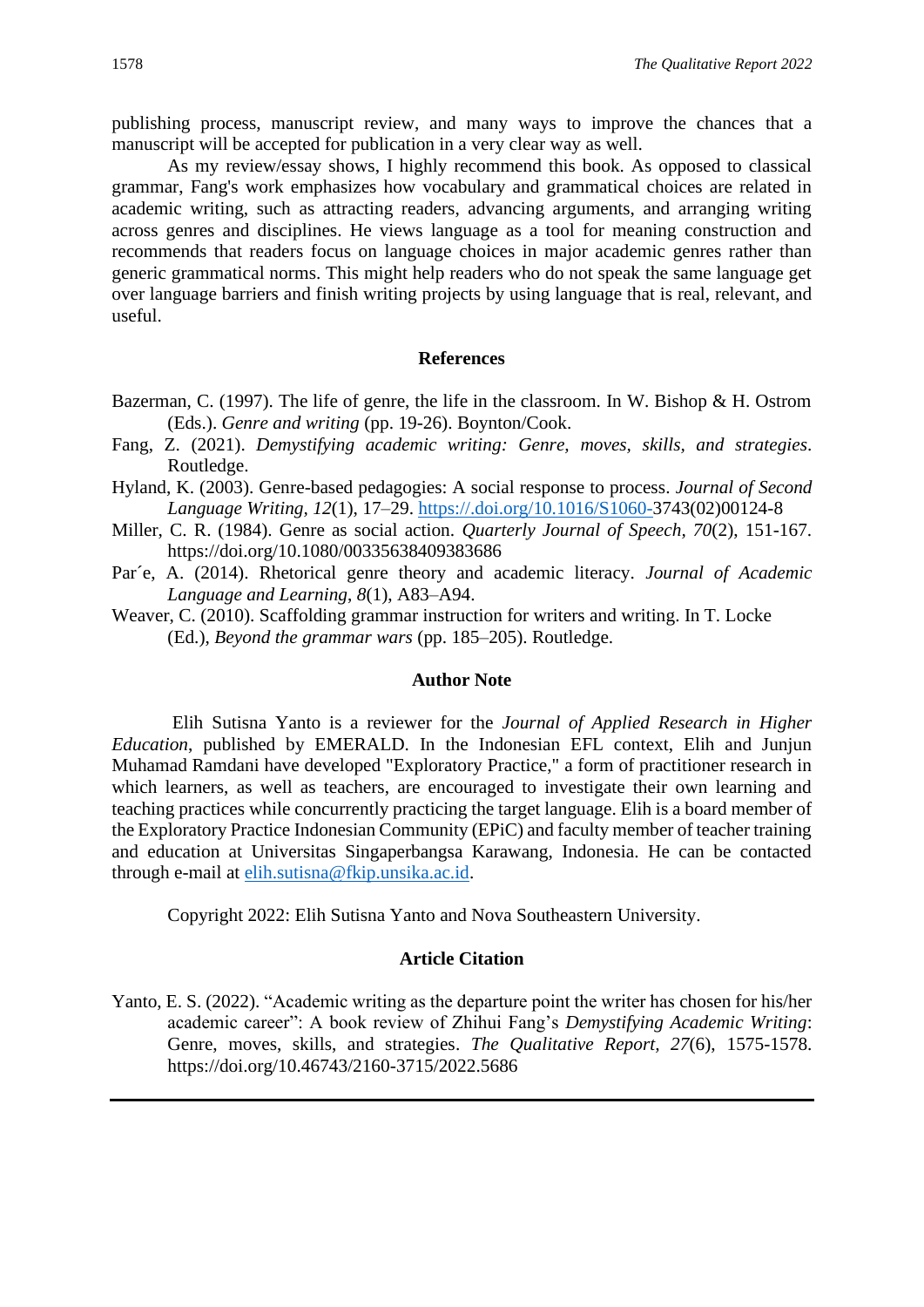publishing process, manuscript review, and many ways to improve the chances that a manuscript will be accepted for publication in a very clear way as well.

As my review/essay shows, I highly recommend this book. As opposed to classical grammar, Fang's work emphasizes how vocabulary and grammatical choices are related in academic writing, such as attracting readers, advancing arguments, and arranging writing across genres and disciplines. He views language as a tool for meaning construction and recommends that readers focus on language choices in major academic genres rather than generic grammatical norms. This might help readers who do not speak the same language get over language barriers and finish writing projects by using language that is real, relevant, and useful.

## References

Bazerman, C. (1997). The life of genre, the life in the classroom. In W. Bishop & H. Ostrom (Eds.). *Genre and writing* (pp. 19-26). Boynton/Cook.

Fang, Z. (2021). *Demystifying academic writing: Genre, moves, skills, and strategies*. Routledge.

Hyland, K. (2003). Genre-based pedagogies: A social response to process. *Journal of Second Language Writing*, *12*(1), 17–29. https://.doi.org/10.1016/S1060-3743(02)00124-8

Miller, C. R. (1984). Genre as social action. *Quarterly Journal of Speech*, *70*(2), 151-167. https://doi.org/10.1080/00335638409383686

Par´e, A. (2014). Rhetorical genre theory and academic literacy. *Journal of Academic Language and Learning*, *8*(1), A83–A94.

Weaver, C. (2010). Scaffolding grammar instruction for writers and writing. In T. Locke (Ed.), *Beyond the grammar wars* (pp. 185–205). Routledge.

## Author Note

Elih Sutisna Yanto is a reviewer for the *Journal of Applied Research in Higher Education*, published by EMERALD. In the Indonesian EFL context, Elih and Junjun Muhamad Ramdani have developed "Exploratory Practice," a form of practitioner research in which learners, as well as teachers, are encouraged to investigate their own learning and teaching practices while concurrently practicing the target language. Elih is a board member of the Exploratory Practice Indonesian Community (EPiC) and faculty member of teacher training and education at Universitas Singaperbangsa Karawang, Indonesia. He can be contacted through e-mail at elih.sutisna@fkip.unsika.ac.id.

Copyright 2022: Elih Sutisna Yanto and Nova Southeastern University.

## Article Citation

Yanto, E. S. (2022). "Academic writing as the departure point the writer has chosen for his/her academic career": A book review of Zhihui Fang's *Demystifying Academic Writing*: Genre, moves, skills, and strategies. *The Qualitative Report*, *27*(6), 1575-1578. https://doi.org/10.46743/2160-3715/2022.5686